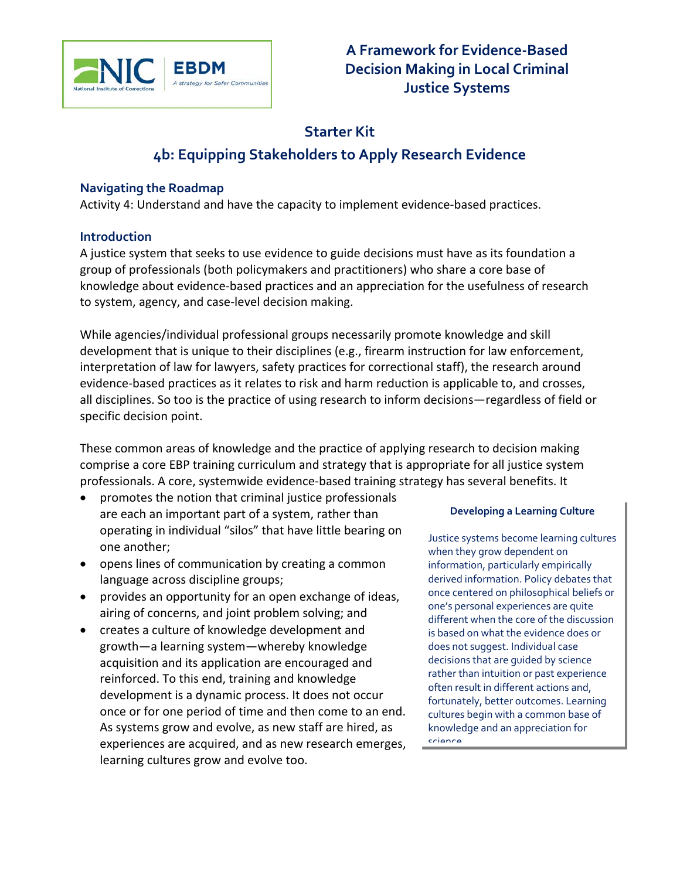# A Framework for Evidence-Based Decision Making in Local Criminal Justice Systems

## Starter Kit

## 4b: Equipping Stakeholders to Apply Research Evidence

### Navigating the Roadmap

Activity 4: Understand and have the capacity to implement evidence-based practices.

### Introduction

A justice system that seeks to use evidence to guide decisions must have as its foundation a group of professionals (both policymakers and practitioners) who share a core base of knowledge about evidence-based practices and an appreciation for the usefulness of research to system, agency, and case-level decision making.

While agencies/individual professional groups necessarily promote knowledge and skill development that is unique to their disciplines (e.g., firearm instruction for law enforcement, interpretation of law for lawyers, safety practices for correctional staff), the research around evidence-based practices as it relates to risk and harm reduction is applicable to, and crosses, all disciplines. So too is the practice of using research to inform decisions—regardless of field or specific decision point.

These common areas of knowledge and the practice of applying research to decision making comprise a core EBP training curriculum and strategy that is appropriate for all justice system professionals. A core, systemwide evidence-based training strategy has several benefits. It

- promotes the notion that criminal justice professionals are each an important part of a system, rather than operating in individual "silos" that have little bearing on one another;
- opens lines of communication by creating a common language across discipline groups;
- provides an opportunity for an open exchange of ideas, airing of concerns, and joint problem solving; and
- creates a culture of knowledge development and growth—a learning system—whereby knowledge acquisition and its application are encouraged and reinforced. To this end, training and knowledge development is a dynamic process. It does not occur once or for one period of time and then come to an end. As systems grow and evolve, as new staff are hired, as experiences are acquired, and as new research emerges, learning cultures grow and evolve too.

**Developing a Learning Culture**

Justice systems become learning cultures when they grow dependent on information, particularly empirically derived information. Policy debates that once centered on philosophical beliefs or one's personal experiences are quite different when the core of the discussion is based on what the evidence does or does not suggest. Individual case decisions that are guided by science rather than intuition or past experience often result in different actions and, fortunately, better outcomes. Learning cultures begin with a common base of knowledge and an appreciation for science.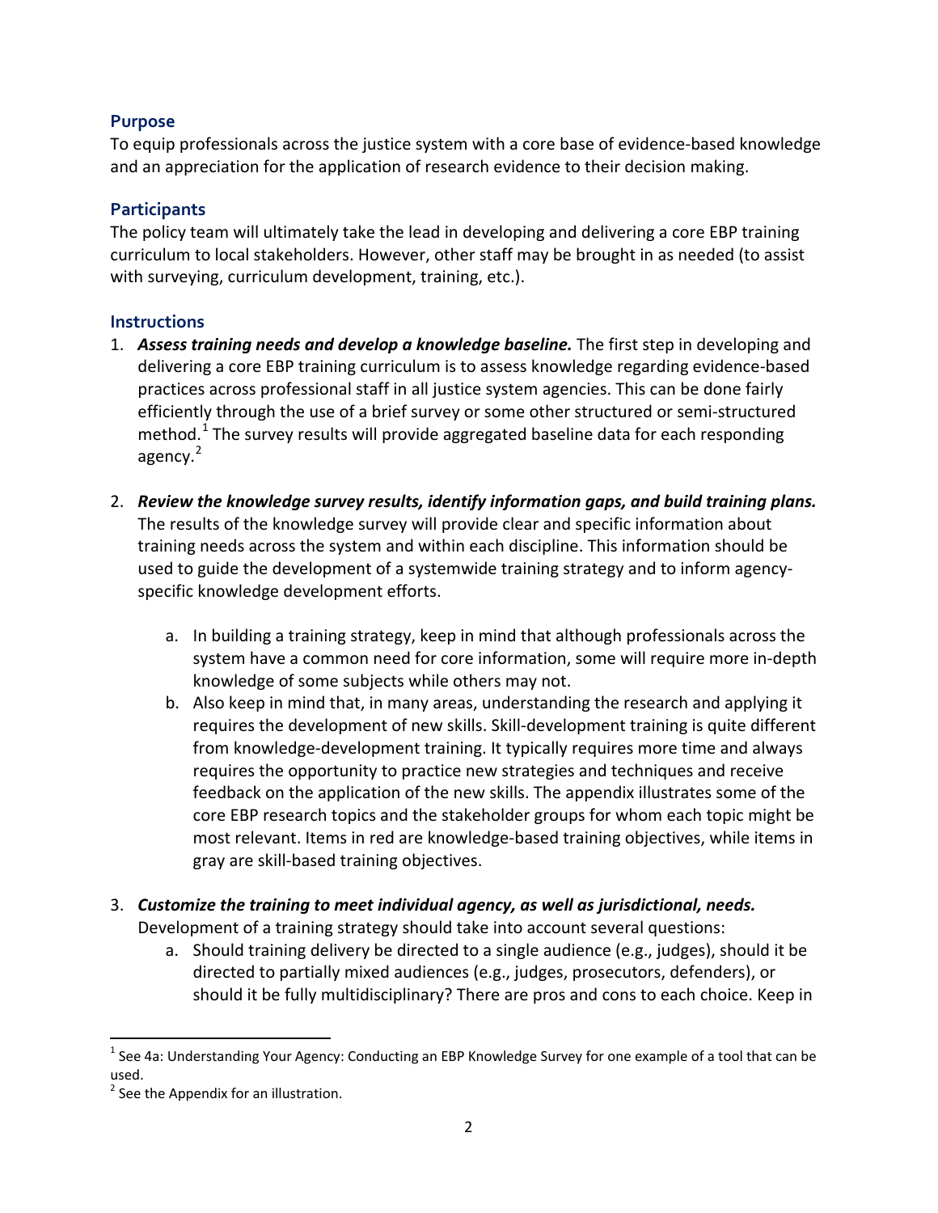## Purpose

To equip professionals across the justice system with a core base of evidence-based knowledge and an appreciation for the application of research evidence to their decision making.

## Participants

The policy team will ultimately take the lead in developing and delivering a core EBP training curriculum to local stakeholders. However, other staff may be brought in as needed (to assist with surveying, curriculum development, training, etc.).

## Instructions

1. ***Assess training needs and develop a knowledge baseline.*** The first step in developing and delivering a core EBP training curriculum is to assess knowledge regarding evidence-based practices across professional staff in all justice system agencies. This can be done fairly efficiently through the use of a brief survey or some other structured or semi-structured method.[1] The survey results will provide aggregated baseline data for each responding agency.[2]

2. ***Review the knowledge survey results, identify information gaps, and build training plans.*** The results of the knowledge survey will provide clear and specific information about training needs across the system and within each discipline. This information should be used to guide the development of a systemwide training strategy and to inform agency-specific knowledge development efforts.

    a. In building a training strategy, keep in mind that although professionals across the system have a common need for core information, some will require more in-depth knowledge of some subjects while others may not.

    b. Also keep in mind that, in many areas, understanding the research and applying it requires the development of new skills. Skill-development training is quite different from knowledge-development training. It typically requires more time and always requires the opportunity to practice new strategies and techniques and receive feedback on the application of the new skills. The appendix illustrates some of the core EBP research topics and the stakeholder groups for whom each topic might be most relevant. Items in red are knowledge-based training objectives, while items in gray are skill-based training objectives.

3. ***Customize the training to meet individual agency, as well as jurisdictional, needs.*** Development of a training strategy should take into account several questions:

    a. Should training delivery be directed to a single audience (e.g., judges), should it be directed to partially mixed audiences (e.g., judges, prosecutors, defenders), or should it be fully multidisciplinary? There are pros and cons to each choice. Keep in

[1] See 4a: Understanding Your Agency: Conducting an EBP Knowledge Survey for one example of a tool that can be used.

[2] See the Appendix for an illustration.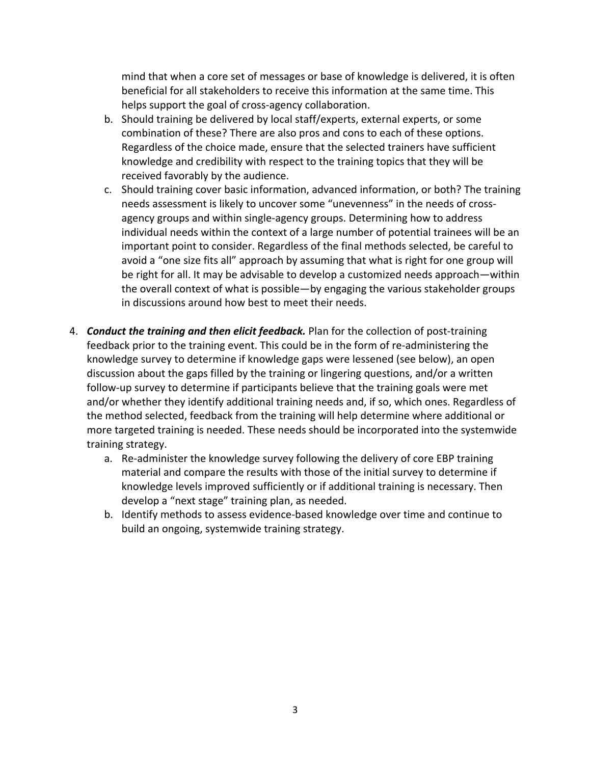mind that when a core set of messages or base of knowledge is delivered, it is often beneficial for all stakeholders to receive this information at the same time. This helps support the goal of cross-agency collaboration.

   b. Should training be delivered by local staff/experts, external experts, or some combination of these? There are also pros and cons to each of these options. Regardless of the choice made, ensure that the selected trainers have sufficient knowledge and credibility with respect to the training topics that they will be received favorably by the audience.
   c. Should training cover basic information, advanced information, or both? The training needs assessment is likely to uncover some "unevenness" in the needs of cross-agency groups and within single-agency groups. Determining how to address individual needs within the context of a large number of potential trainees will be an important point to consider. Regardless of the final methods selected, be careful to avoid a "one size fits all" approach by assuming that what is right for one group will be right for all. It may be advisable to develop a customized needs approach—within the overall context of what is possible—by engaging the various stakeholder groups in discussions around how best to meet their needs.

4. ***Conduct the training and then elicit feedback.*** Plan for the collection of post-training feedback prior to the training event. This could be in the form of re-administering the knowledge survey to determine if knowledge gaps were lessened (see below), an open discussion about the gaps filled by the training or lingering questions, and/or a written follow-up survey to determine if participants believe that the training goals were met and/or whether they identify additional training needs and, if so, which ones. Regardless of the method selected, feedback from the training will help determine where additional or more targeted training is needed. These needs should be incorporated into the systemwide training strategy.
   a. Re-administer the knowledge survey following the delivery of core EBP training material and compare the results with those of the initial survey to determine if knowledge levels improved sufficiently or if additional training is necessary. Then develop a "next stage" training plan, as needed.
   b. Identify methods to assess evidence-based knowledge over time and continue to build an ongoing, systemwide training strategy.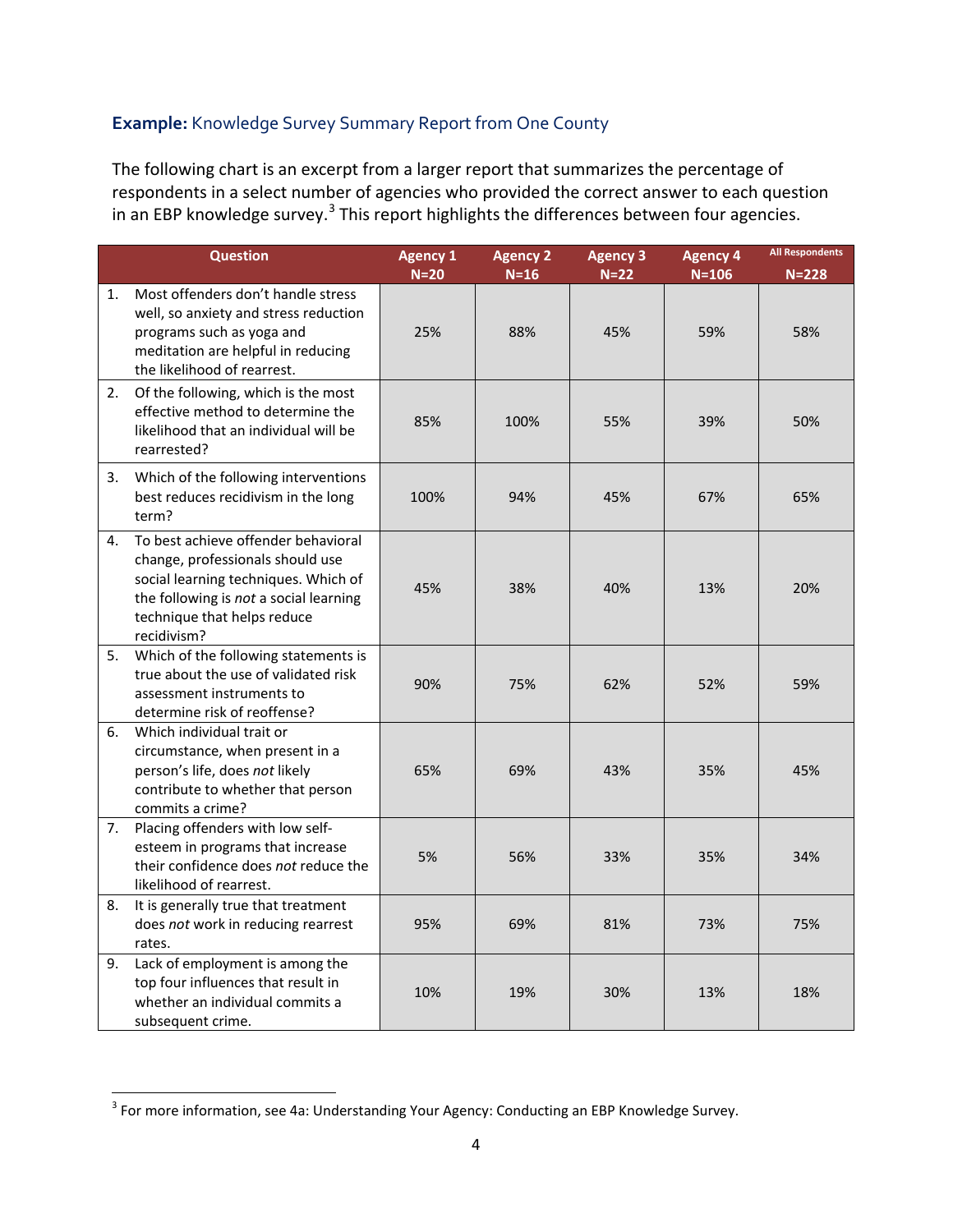**Example:** Knowledge Survey Summary Report from One County

The following chart is an excerpt from a larger report that summarizes the percentage of respondents in a select number of agencies who provided the correct answer to each question in an EBP knowledge survey.[3] This report highlights the differences between four agencies.

| Question | Agency 1 N=20 | Agency 2 N=16 | Agency 3 N=22 | Agency 4 N=106 | All Respondents N=228 |
|---|---|---|---|---|---|
| 1. Most offenders don't handle stress well, so anxiety and stress reduction programs such as yoga and meditation are helpful in reducing the likelihood of rearrest. | 25% | 88% | 45% | 59% | 58% |
| 2. Of the following, which is the most effective method to determine the likelihood that an individual will be rearrested? | 85% | 100% | 55% | 39% | 50% |
| 3. Which of the following interventions best reduces recidivism in the long term? | 100% | 94% | 45% | 67% | 65% |
| 4. To best achieve offender behavioral change, professionals should use social learning techniques. Which of the following is *not* a social learning technique that helps reduce recidivism? | 45% | 38% | 40% | 13% | 20% |
| 5. Which of the following statements is true about the use of validated risk assessment instruments to determine risk of reoffense? | 90% | 75% | 62% | 52% | 59% |
| 6. Which individual trait or circumstance, when present in a person's life, does *not* likely contribute to whether that person commits a crime? | 65% | 69% | 43% | 35% | 45% |
| 7. Placing offenders with low self-esteem in programs that increase their confidence does *not* reduce the likelihood of rearrest. | 5% | 56% | 33% | 35% | 34% |
| 8. It is generally true that treatment does *not* work in reducing rearrest rates. | 95% | 69% | 81% | 73% | 75% |
| 9. Lack of employment is among the top four influences that result in whether an individual commits a subsequent crime. | 10% | 19% | 30% | 13% | 18% |

[3] For more information, see 4a: Understanding Your Agency: Conducting an EBP Knowledge Survey.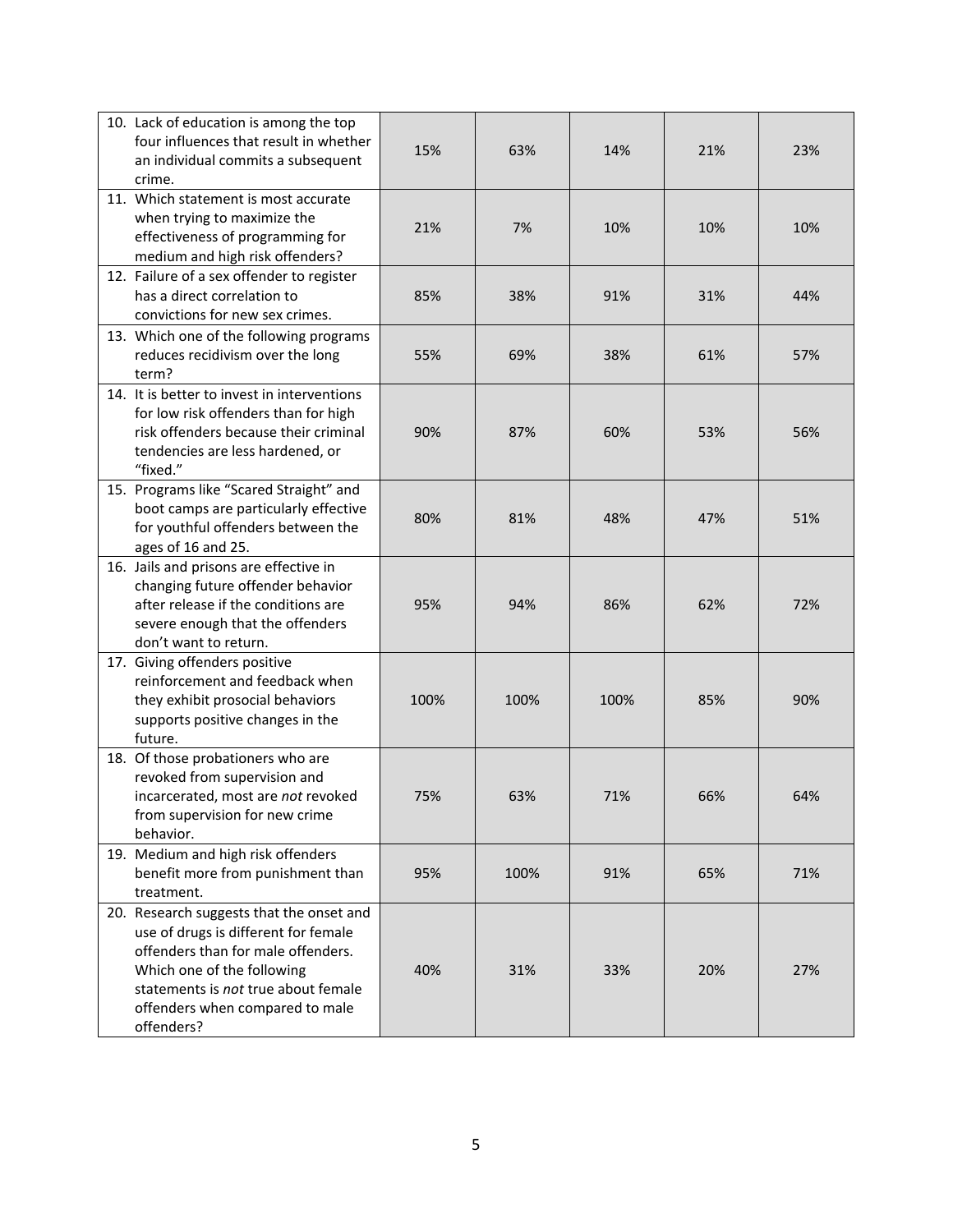| | | | | | |
|---|---|---|---|---|---|
| 10. Lack of education is among the top four influences that result in whether an individual commits a subsequent crime. | 15% | 63% | 14% | 21% | 23% |
| 11. Which statement is most accurate when trying to maximize the effectiveness of programming for medium and high risk offenders? | 21% | 7% | 10% | 10% | 10% |
| 12. Failure of a sex offender to register has a direct correlation to convictions for new sex crimes. | 85% | 38% | 91% | 31% | 44% |
| 13. Which one of the following programs reduces recidivism over the long term? | 55% | 69% | 38% | 61% | 57% |
| 14. It is better to invest in interventions for low risk offenders than for high risk offenders because their criminal tendencies are less hardened, or "fixed." | 90% | 87% | 60% | 53% | 56% |
| 15. Programs like "Scared Straight" and boot camps are particularly effective for youthful offenders between the ages of 16 and 25. | 80% | 81% | 48% | 47% | 51% |
| 16. Jails and prisons are effective in changing future offender behavior after release if the conditions are severe enough that the offenders don't want to return. | 95% | 94% | 86% | 62% | 72% |
| 17. Giving offenders positive reinforcement and feedback when they exhibit prosocial behaviors supports positive changes in the future. | 100% | 100% | 100% | 85% | 90% |
| 18. Of those probationers who are revoked from supervision and incarcerated, most are *not* revoked from supervision for new crime behavior. | 75% | 63% | 71% | 66% | 64% |
| 19. Medium and high risk offenders benefit more from punishment than treatment. | 95% | 100% | 91% | 65% | 71% |
| 20. Research suggests that the onset and use of drugs is different for female offenders than for male offenders. Which one of the following statements is *not* true about female offenders when compared to male offenders? | 40% | 31% | 33% | 20% | 27% |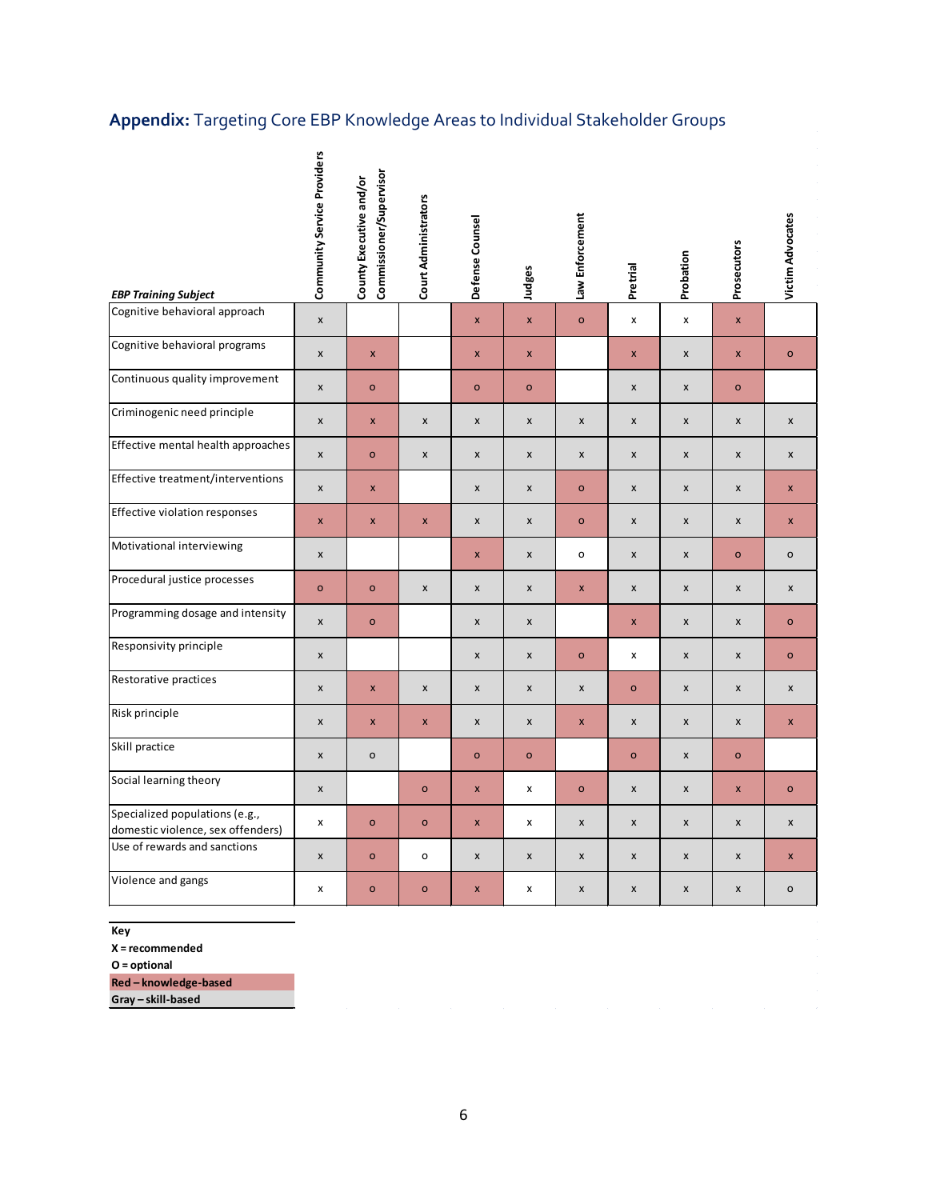## **Appendix:** Targeting Core EBP Knowledge Areas to Individual Stakeholder Groups

| *EBP Training Subject* | Community Service Providers | County Executive and/or Commissioner/Supervisor | Court Administrators | Defense Counsel | Judges | Law Enforcement | Pretrial | Probation | Prosecutors | Victim Advocates |
|---|---|---|---|---|---|---|---|---|---|---|
| Cognitive behavioral approach | x | | | x | x | o | x | x | x | |
| Cognitive behavioral programs | x | x | | x | x | | x | x | x | o |
| Continuous quality improvement | x | o | | o | o | | x | x | o | |
| Criminogenic need principle | x | x | x | x | x | x | x | x | x | x |
| Effective mental health approaches | x | o | x | x | x | x | x | x | x | x |
| Effective treatment/interventions | x | x | | x | x | o | x | x | x | x |
| Effective violation responses | x | x | x | x | x | o | x | x | x | x |
| Motivational interviewing | x | | | x | x | o | x | x | o | o |
| Procedural justice processes | o | o | x | x | x | x | x | x | x | x |
| Programming dosage and intensity | x | o | | x | x | | x | x | x | o |
| Responsivity principle | x | | | x | x | o | x | x | x | o |
| Restorative practices | x | x | x | x | x | x | o | x | x | x |
| Risk principle | x | x | x | x | x | x | x | x | x | x |
| Skill practice | x | o | | o | o | | o | x | o | |
| Social learning theory | x | | o | x | x | o | x | x | x | o |
| Specialized populations (e.g., domestic violence, sex offenders) | x | o | o | x | x | x | x | x | x | x |
| Use of rewards and sanctions | x | o | o | x | x | x | x | x | x | x |
| Violence and gangs | x | o | o | x | x | x | x | x | x | o |

**Key**
**X = recommended**
**O = optional**
**Red – knowledge-based**
**Gray – skill-based**